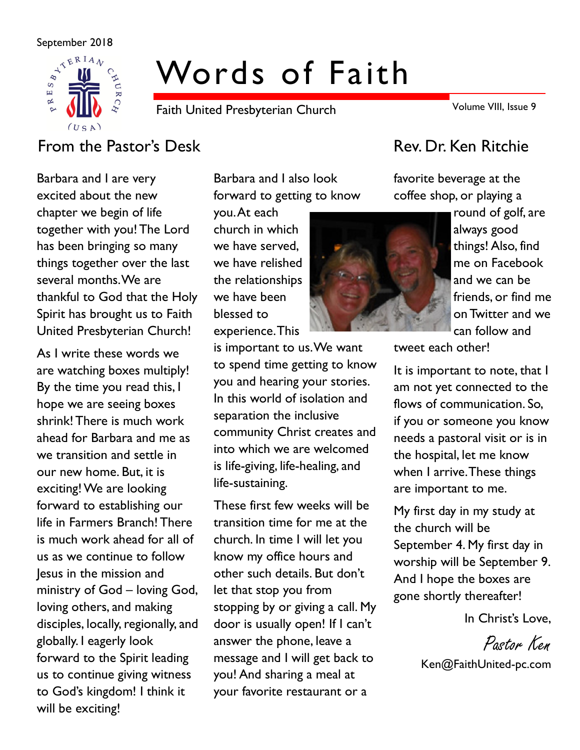September 2018

# Words of Faith

Faith United Presbyterian Church

Volume VIII, Issue 9

## From the Pastor's Desk

## Rev. Dr. Ken Ritchie

Barbara and I are very excited about the new chapter we begin of life together with you! The Lord has been bringing so many things together over the last several months. We are thankful to God that the Holy Spirit has brought us to Faith United Presbyterian Church!

As I write these words we are watching boxes multiply! By the time you read this, I hope we are seeing boxes shrink! There is much work ahead for Barbara and me as we transition and settle in our new home. But, it is exciting! We are looking forward to establishing our life in Farmers Branch! There is much work ahead for all of us as we continue to follow Jesus in the mission and ministry of God – loving God, loving others, and making disciples, locally, regionally, and globally. I eagerly look forward to the Spirit leading us to continue giving witness to God's kingdom! I think it will be exciting!

Barbara and I also look forward to getting to know you. At each church in which we have served, we have relished the relationships we have been blessed to experience. This is important to us. We want to spend time getting to know you and hearing your stories. In this world of isolation and separation the inclusive community Christ creates and into which we are welcomed is life-giving, life-healing, and life-sustaining.

These first few weeks will be transition time for me at the church. In time I will let you know my office hours and other such details. But don't let that stop you from stopping by or giving a call. My door is usually open! If I can't answer the phone, leave a message and I will get back to you! And sharing a meal at your favorite restaurant or a favorite beverage at the coffee shop, or playing a round of golf, are always good things! Also, find me on Facebook and we can be friends, or find me on Twitter and we can follow and tweet each other!

It is important to note, that I am not yet connected to the flows of communication. So, if you or someone you know needs a pastoral visit or is in the hospital, let me know when I arrive. These things are important to me.

My first day in my study at the church will be September 4. My first day in worship will be September 9. And I hope the boxes are gone shortly thereafter!

In Christ's Love,

*Pastor Ken*

Ken@FaithUnited-pc.com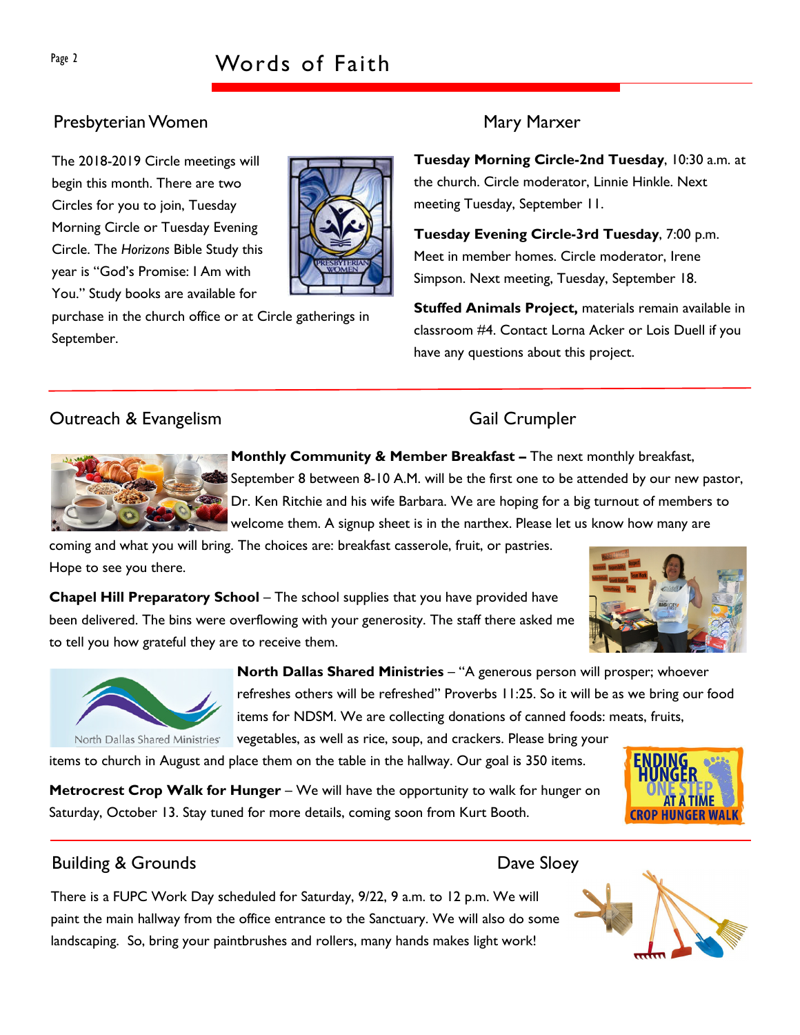## Presbyterian Women — Mary Marxer

The 2018-2019 Circle meetings will begin this month. There are two Circles for you to join, Tuesday Morning Circle or Tuesday Evening Circle. The *Horizons* Bible Study this year is "God's Promise: I Am with You." Study books are available for purchase in the church office or at Circle gatherings in September.

**Tuesday Morning Circle-2nd Tuesday**, 10:30 a.m. at the church. Circle moderator, Linnie Hinkle. Next meeting Tuesday, September 11.

**Tuesday Evening Circle-3rd Tuesday**, 7:00 p.m. Meet in member homes. Circle moderator, Irene Simpson. Next meeting, Tuesday, September 18.

**Stuffed Animals Project,** materials remain available in classroom #4. Contact Lorna Acker or Lois Duell if you have any questions about this project.

## Outreach & Evangelism — Gail Crumpler

**Monthly Community & Member Breakfast –** The next monthly breakfast, September 8 between 8-10 A.M. will be the first one to be attended by our new pastor, Dr. Ken Ritchie and his wife Barbara. We are hoping for a big turnout of members to welcome them. A signup sheet is in the narthex. Please let us know how many are coming and what you will bring. The choices are: breakfast casserole, fruit, or pastries. Hope to see you there.

**Chapel Hill Preparatory School** – The school supplies that you have provided have been delivered. The bins were overflowing with your generosity. The staff there asked me to tell you how grateful they are to receive them.

**North Dallas Shared Ministries** – "A generous person will prosper; whoever refreshes others will be refreshed" Proverbs 11:25. So it will be as we bring our food items for NDSM. We are collecting donations of canned foods: meats, fruits, vegetables, as well as rice, soup, and crackers. Please bring your items to church in August and place them on the table in the hallway. Our goal is 350 items.

**Metrocrest Crop Walk for Hunger** – We will have the opportunity to walk for hunger on Saturday, October 13. Stay tuned for more details, coming soon from Kurt Booth.

## Building & Grounds — Dave Sloey

There is a FUPC Work Day scheduled for Saturday, 9/22, 9 a.m. to 12 p.m. We will paint the main hallway from the office entrance to the Sanctuary. We will also do some landscaping. So, bring your paintbrushes and rollers, many hands makes light work!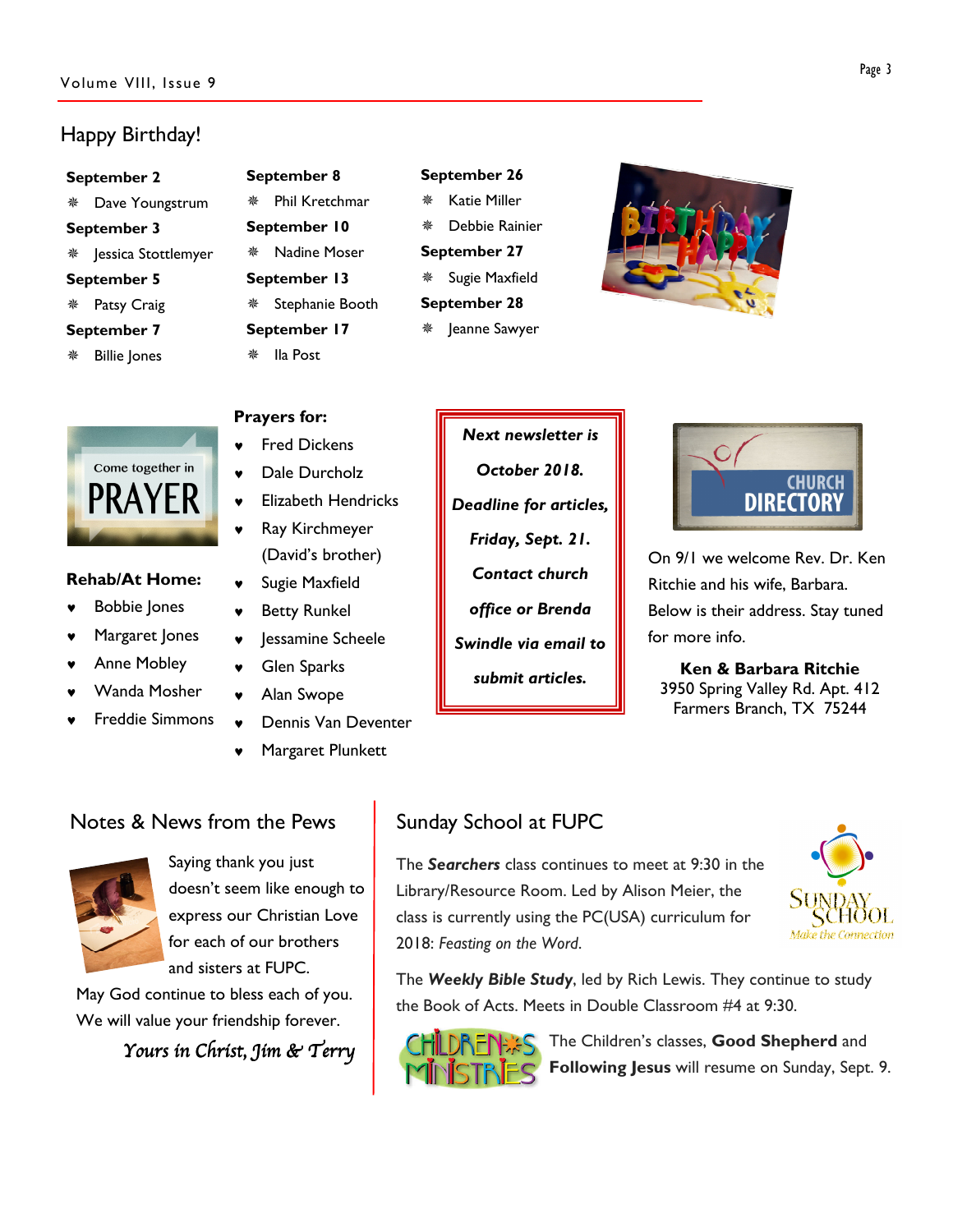## Happy Birthday!

**September 2**
- Dave Youngstrum

**September 3**
- Jessica Stottlemyer

**September 5**
- Patsy Craig

**September 7**
- Billie Jones

**September 8**
- Phil Kretchmar

**September 10**
- Nadine Moser

**September 13**
- Stephanie Booth

**September 17**
- Ila Post

**September 26**
- Katie Miller
- Debbie Rainier

**September 27**
- Sugie Maxfield

**September 28**
- Jeanne Sawyer

Come together in PRAYER

**Rehab/At Home:**
- Bobbie Jones
- Margaret Jones
- Anne Mobley
- Wanda Mosher
- Freddie Simmons

**Prayers for:**
- Fred Dickens
- Dale Durcholz
- Elizabeth Hendricks
- Ray Kirchmeyer (David's brother)
- Sugie Maxfield
- Betty Runkel
- Jessamine Scheele
- Glen Sparks
- Alan Swope
- Dennis Van Deventer
- Margaret Plunkett

***Next newsletter is October 2018. Deadline for articles, Friday, Sept. 21. Contact church office or Brenda Swindle via email to submit articles.***

CHURCH DIRECTORY

On 9/1 we welcome Rev. Dr. Ken Ritchie and his wife, Barbara. Below is their address. Stay tuned for more info.

**Ken & Barbara Ritchie**
3950 Spring Valley Rd. Apt. 412
Farmers Branch, TX 75244

## Notes & News from the Pews

Saying thank you just doesn't seem like enough to express our Christian Love for each of our brothers and sisters at FUPC.

May God continue to bless each of you. We will value your friendship forever.

*Yours in Christ, Jim & Terry*

## Sunday School at FUPC

The ***Searchers*** class continues to meet at 9:30 in the Library/Resource Room. Led by Alison Meier, the class is currently using the PC(USA) curriculum for 2018: *Feasting on the Word.*

The ***Weekly Bible Study***, led by Rich Lewis. They continue to study the Book of Acts. Meets in Double Classroom #4 at 9:30.

The Children's classes, **Good Shepherd** and **Following Jesus** will resume on Sunday, Sept. 9.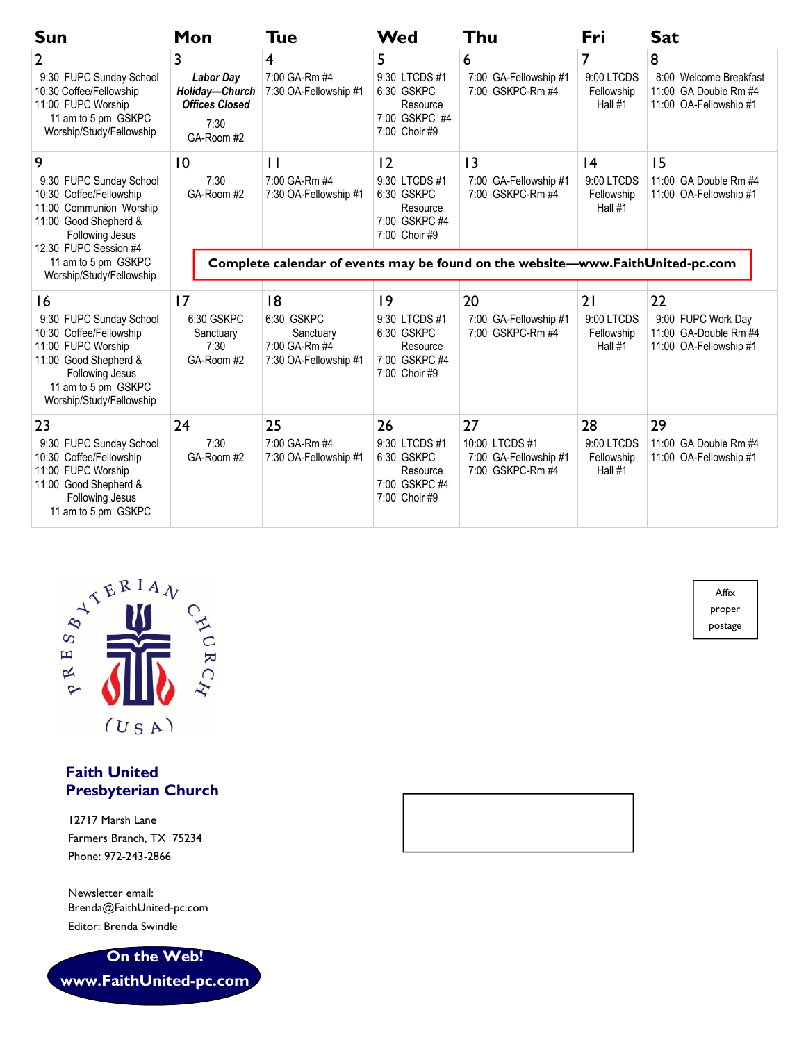| Sun | Mon | Tue | Wed | Thu | Fri | Sat |
|---|---|---|---|---|---|---|
| **2**<br>9:30 FUPC Sunday School<br>10:30 Coffee/Fellowship<br>11:00 FUPC Worship<br>11 am to 5 pm GSKPC Worship/Study/Fellowship | **3**<br>***Labor Day Holiday—Church Offices Closed***<br>7:30 GA-Room #2 | **4**<br>7:00 GA-Rm #4<br>7:30 OA-Fellowship #1 | **5**<br>9:30 LTCDS #1<br>6:30 GSKPC Resource<br>7:00 GSKPC #4<br>7:00 Choir #9 | **6**<br>7:00 GA-Fellowship #1<br>7:00 GSKPC-Rm #4 | **7**<br>9:00 LTCDS Fellowship Hall #1 | **8**<br>8:00 Welcome Breakfast<br>11:00 GA Double Rm #4<br>11:00 OA-Fellowship #1 |
| **9**<br>9:30 FUPC Sunday School<br>10:30 Coffee/Fellowship<br>11:00 Communion Worship<br>11:00 Good Shepherd & Following Jesus<br>12:30 FUPC Session #4<br>11 am to 5 pm GSKPC Worship/Study/Fellowship | **10**<br>7:30 GA-Room #2 | **11**<br>7:00 GA-Rm #4<br>7:30 OA-Fellowship #1 | **12**<br>9:30 LTCDS #1<br>6:30 GSKPC Resource<br>7:00 GSKPC #4<br>7:00 Choir #9 | **13**<br>7:00 GA-Fellowship #1<br>7:00 GSKPC-Rm #4 | **14**<br>9:00 LTCDS Fellowship Hall #1 | **15**<br>11:00 GA Double Rm #4<br>11:00 OA-Fellowship #1 |
| **16**<br>9:30 FUPC Sunday School<br>10:30 Coffee/Fellowship<br>11:00 FUPC Worship<br>11:00 Good Shepherd & Following Jesus<br>11 am to 5 pm GSKPC Worship/Study/Fellowship | **17**<br>6:30 GSKPC Sanctuary<br>7:30 GA-Room #2 | **18**<br>6:30 GSKPC Sanctuary<br>7:00 GA-Rm #4<br>7:30 OA-Fellowship #1 | **19**<br>9:30 LTCDS #1<br>6:30 GSKPC Resource<br>7:00 GSKPC #4<br>7:00 Choir #9 | **20**<br>7:00 GA-Fellowship #1<br>7:00 GSKPC-Rm #4 | **21**<br>9:00 LTCDS Fellowship Hall #1 | **22**<br>9:00 FUPC Work Day<br>11:00 GA-Double Rm #4<br>11:00 OA-Fellowship #1 |
| **23**<br>9:30 FUPC Sunday School<br>10:30 Coffee/Fellowship<br>11:00 FUPC Worship<br>11:00 Good Shepherd & Following Jesus<br>11 am to 5 pm GSKPC | **24**<br>7:30 GA-Room #2 | **25**<br>7:00 GA-Rm #4<br>7:30 OA-Fellowship #1 | **26**<br>9:30 LTCDS #1<br>6:30 GSKPC Resource<br>7:00 GSKPC #4<br>7:00 Choir #9 | **27**<br>10:00 LTCDS #1<br>7:00 GA-Fellowship #1<br>7:00 GSKPC-Rm #4 | **28**<br>9:00 LTCDS Fellowship Hall #1 | **29**<br>11:00 GA Double Rm #4<br>11:00 OA-Fellowship #1 |

**Complete calendar of events may be found on the website—www.FaithUnited-pc.com**

PRESBYTERIAN CHURCH (USA)

Affix proper postage

## Faith United Presbyterian Church

12717 Marsh Lane
Farmers Branch, TX 75234
Phone: 972-243-2866

Newsletter email:
Brenda@FaithUnited-pc.com
Editor: Brenda Swindle

**On the Web!**
**www.FaithUnited-pc.com**